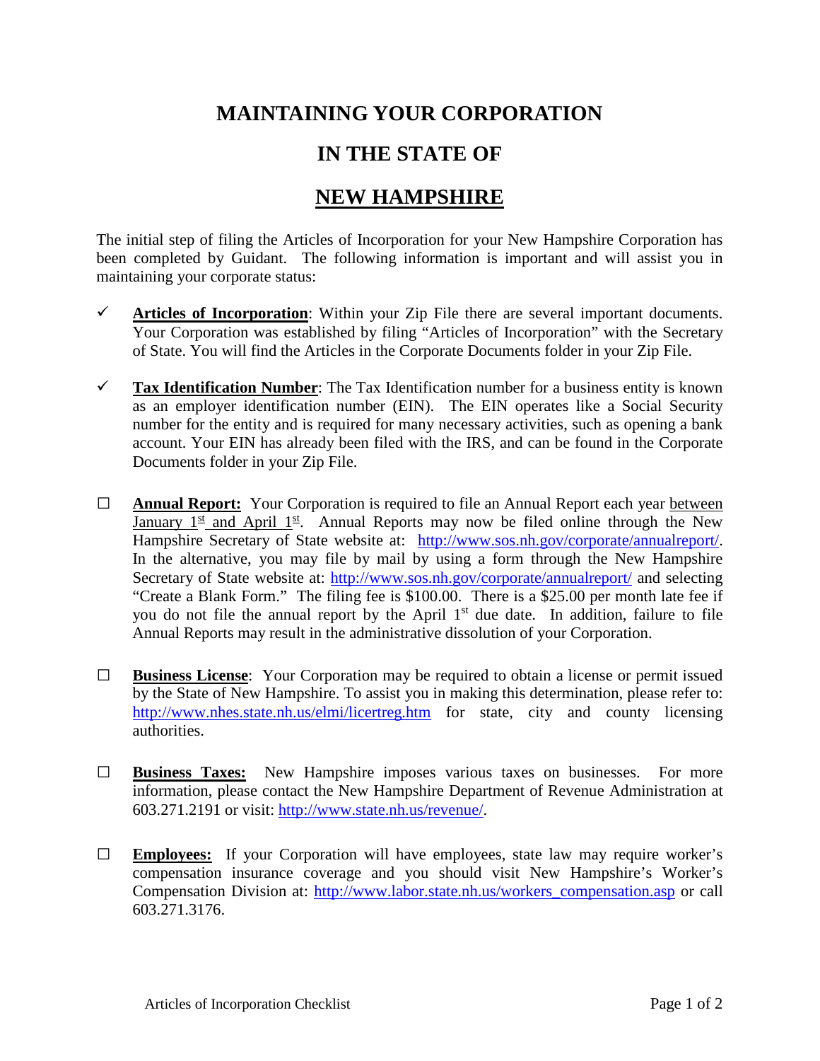# MAINTAINING YOUR CORPORATION

# IN THE STATE OF

# NEW HAMPSHIRE

The initial step of filing the Articles of Incorporation for your New Hampshire Corporation has been completed by Guidant. The following information is important and will assist you in maintaining your corporate status:

- ✓ **Articles of Incorporation**: Within your Zip File there are several important documents. Your Corporation was established by filing "Articles of Incorporation" with the Secretary of State. You will find the Articles in the Corporate Documents folder in your Zip File.

- ✓ **Tax Identification Number**: The Tax Identification number for a business entity is known as an employer identification number (EIN). The EIN operates like a Social Security number for the entity and is required for many necessary activities, such as opening a bank account. Your EIN has already been filed with the IRS, and can be found in the Corporate Documents folder in your Zip File.

- ☐ **Annual Report:** Your Corporation is required to file an Annual Report each year between January 1st and April 1st. Annual Reports may now be filed online through the New Hampshire Secretary of State website at: http://www.sos.nh.gov/corporate/annualreport/. In the alternative, you may file by mail by using a form through the New Hampshire Secretary of State website at: http://www.sos.nh.gov/corporate/annualreport/ and selecting "Create a Blank Form." The filing fee is $100.00. There is a $25.00 per month late fee if you do not file the annual report by the April 1st due date. In addition, failure to file Annual Reports may result in the administrative dissolution of your Corporation.

- ☐ **Business License**: Your Corporation may be required to obtain a license or permit issued by the State of New Hampshire. To assist you in making this determination, please refer to: http://www.nhes.state.nh.us/elmi/licertreg.htm for state, city and county licensing authorities.

- ☐ **Business Taxes:** New Hampshire imposes various taxes on businesses. For more information, please contact the New Hampshire Department of Revenue Administration at 603.271.2191 or visit: http://www.state.nh.us/revenue/.

- ☐ **Employees:** If your Corporation will have employees, state law may require worker's compensation insurance coverage and you should visit New Hampshire's Worker's Compensation Division at: http://www.labor.state.nh.us/workers_compensation.asp or call 603.271.3176.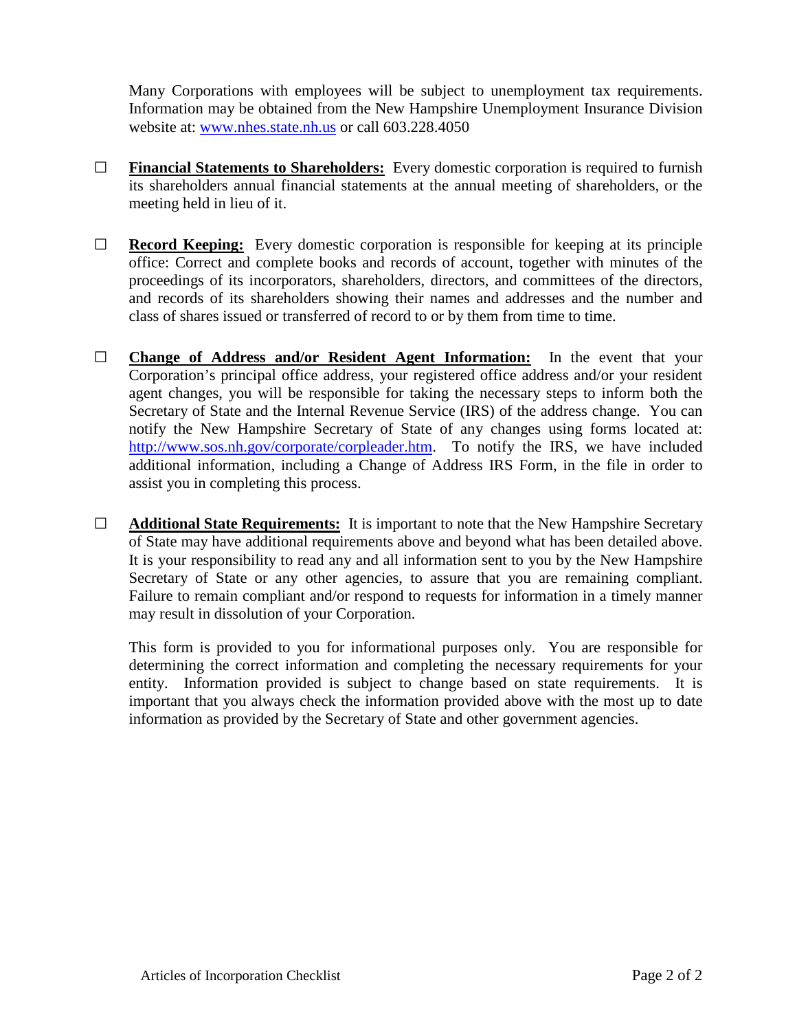Many Corporations with employees will be subject to unemployment tax requirements. Information may be obtained from the New Hampshire Unemployment Insurance Division website at: www.nhes.state.nh.us or call 603.228.4050

- ☐ **Financial Statements to Shareholders:** Every domestic corporation is required to furnish its shareholders annual financial statements at the annual meeting of shareholders, or the meeting held in lieu of it.

- ☐ **Record Keeping:** Every domestic corporation is responsible for keeping at its principle office: Correct and complete books and records of account, together with minutes of the proceedings of its incorporators, shareholders, directors, and committees of the directors, and records of its shareholders showing their names and addresses and the number and class of shares issued or transferred of record to or by them from time to time.

- ☐ **Change of Address and/or Resident Agent Information:** In the event that your Corporation's principal office address, your registered office address and/or your resident agent changes, you will be responsible for taking the necessary steps to inform both the Secretary of State and the Internal Revenue Service (IRS) of the address change. You can notify the New Hampshire Secretary of State of any changes using forms located at: http://www.sos.nh.gov/corporate/corpleader.htm. To notify the IRS, we have included additional information, including a Change of Address IRS Form, in the file in order to assist you in completing this process.

- ☐ **Additional State Requirements:** It is important to note that the New Hampshire Secretary of State may have additional requirements above and beyond what has been detailed above. It is your responsibility to read any and all information sent to you by the New Hampshire Secretary of State or any other agencies, to assure that you are remaining compliant. Failure to remain compliant and/or respond to requests for information in a timely manner may result in dissolution of your Corporation.

This form is provided to you for informational purposes only. You are responsible for determining the correct information and completing the necessary requirements for your entity. Information provided is subject to change based on state requirements. It is important that you always check the information provided above with the most up to date information as provided by the Secretary of State and other government agencies.